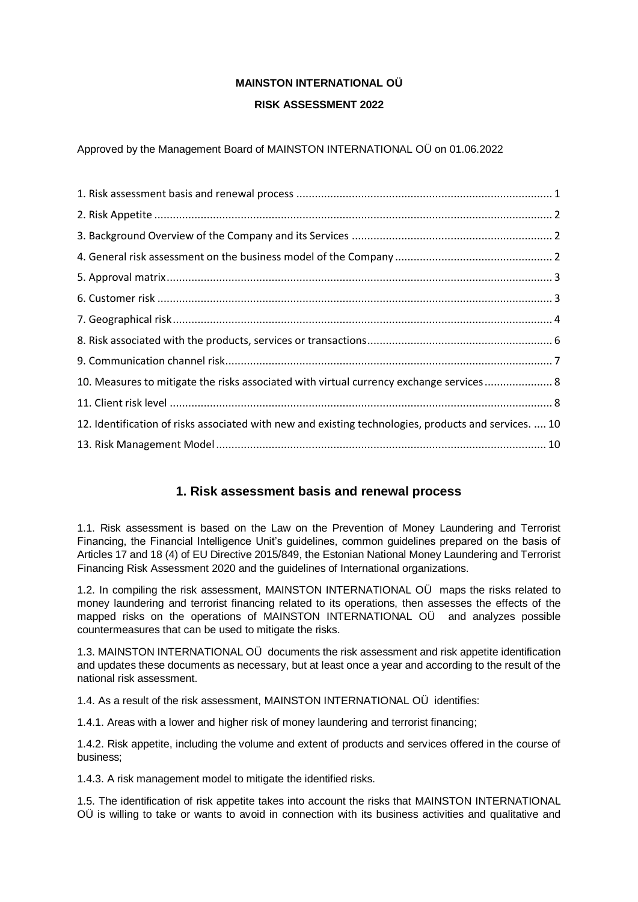**MAINSTON INTERNATIONAL OÜ**

**RISK ASSESSMENT 2022**

Approved by the Management Board of MAINSTON INTERNATIONAL OÜ on 01.06.2022

1. Risk assessment basis and renewal process ..... 1
2. Risk Appetite ..... 2
3. Background Overview of the Company and its Services ..... 2
4. General risk assessment on the business model of the Company ..... 2
5. Approval matrix ..... 3
6. Customer risk ..... 3
7. Geographical risk ..... 4
8. Risk associated with the products, services or transactions ..... 6
9. Communication channel risk ..... 7
10. Measures to mitigate the risks associated with virtual currency exchange services ..... 8
11. Client risk level ..... 8
12. Identification of risks associated with new and existing technologies, products and services. ..... 10
13. Risk Management Model ..... 10

## 1. Risk assessment basis and renewal process

1.1. Risk assessment is based on the Law on the Prevention of Money Laundering and Terrorist Financing, the Financial Intelligence Unit's guidelines, common guidelines prepared on the basis of Articles 17 and 18 (4) of EU Directive 2015/849, the Estonian National Money Laundering and Terrorist Financing Risk Assessment 2020 and the guidelines of International organizations.

1.2. In compiling the risk assessment, MAINSTON INTERNATIONAL OÜ maps the risks related to money laundering and terrorist financing related to its operations, then assesses the effects of the mapped risks on the operations of MAINSTON INTERNATIONAL OÜ and analyzes possible countermeasures that can be used to mitigate the risks.

1.3. MAINSTON INTERNATIONAL OÜ documents the risk assessment and risk appetite identification and updates these documents as necessary, but at least once a year and according to the result of the national risk assessment.

1.4. As a result of the risk assessment, MAINSTON INTERNATIONAL OÜ identifies:

1.4.1. Areas with a lower and higher risk of money laundering and terrorist financing;

1.4.2. Risk appetite, including the volume and extent of products and services offered in the course of business;

1.4.3. A risk management model to mitigate the identified risks.

1.5. The identification of risk appetite takes into account the risks that MAINSTON INTERNATIONAL OÜ is willing to take or wants to avoid in connection with its business activities and qualitative and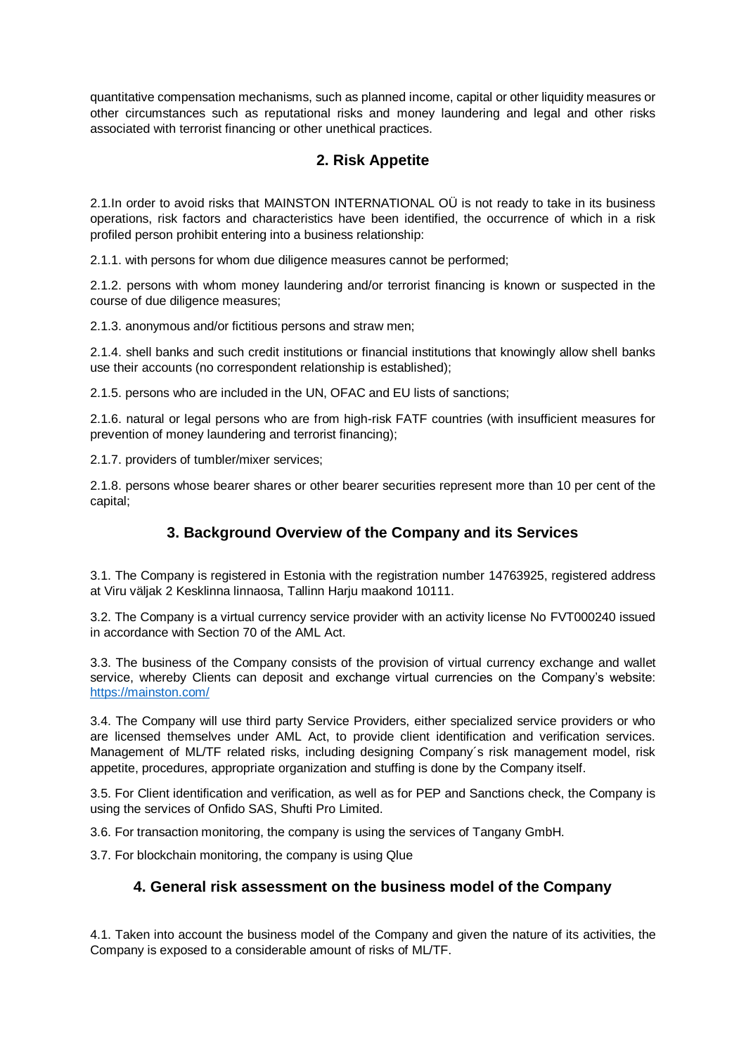quantitative compensation mechanisms, such as planned income, capital or other liquidity measures or other circumstances such as reputational risks and money laundering and legal and other risks associated with terrorist financing or other unethical practices.

## 2. Risk Appetite

2.1.In order to avoid risks that MAINSTON INTERNATIONAL OÜ is not ready to take in its business operations, risk factors and characteristics have been identified, the occurrence of which in a risk profiled person prohibit entering into a business relationship:

2.1.1. with persons for whom due diligence measures cannot be performed;

2.1.2. persons with whom money laundering and/or terrorist financing is known or suspected in the course of due diligence measures;

2.1.3. anonymous and/or fictitious persons and straw men;

2.1.4. shell banks and such credit institutions or financial institutions that knowingly allow shell banks use their accounts (no correspondent relationship is established);

2.1.5. persons who are included in the UN, OFAC and EU lists of sanctions;

2.1.6. natural or legal persons who are from high-risk FATF countries (with insufficient measures for prevention of money laundering and terrorist financing);

2.1.7. providers of tumbler/mixer services;

2.1.8. persons whose bearer shares or other bearer securities represent more than 10 per cent of the capital;

## 3. Background Overview of the Company and its Services

3.1. The Company is registered in Estonia with the registration number 14763925, registered address at Viru väljak 2 Kesklinna linnaosa, Tallinn Harju maakond 10111.

3.2. The Company is a virtual currency service provider with an activity license No FVT000240 issued in accordance with Section 70 of the AML Act.

3.3. The business of the Company consists of the provision of virtual currency exchange and wallet service, whereby Clients can deposit and exchange virtual currencies on the Company's website: [https://mainston.com/](https://mainston.com/)

3.4. The Company will use third party Service Providers, either specialized service providers or who are licensed themselves under AML Act, to provide client identification and verification services. Management of ML/TF related risks, including designing Company´s risk management model, risk appetite, procedures, appropriate organization and stuffing is done by the Company itself.

3.5. For Client identification and verification, as well as for PEP and Sanctions check, the Company is using the services of Onfido SAS, Shufti Pro Limited.

3.6. For transaction monitoring, the company is using the services of Tangany GmbH.

3.7. For blockchain monitoring, the company is using Qlue

## 4. General risk assessment on the business model of the Company

4.1. Taken into account the business model of the Company and given the nature of its activities, the Company is exposed to a considerable amount of risks of ML/TF.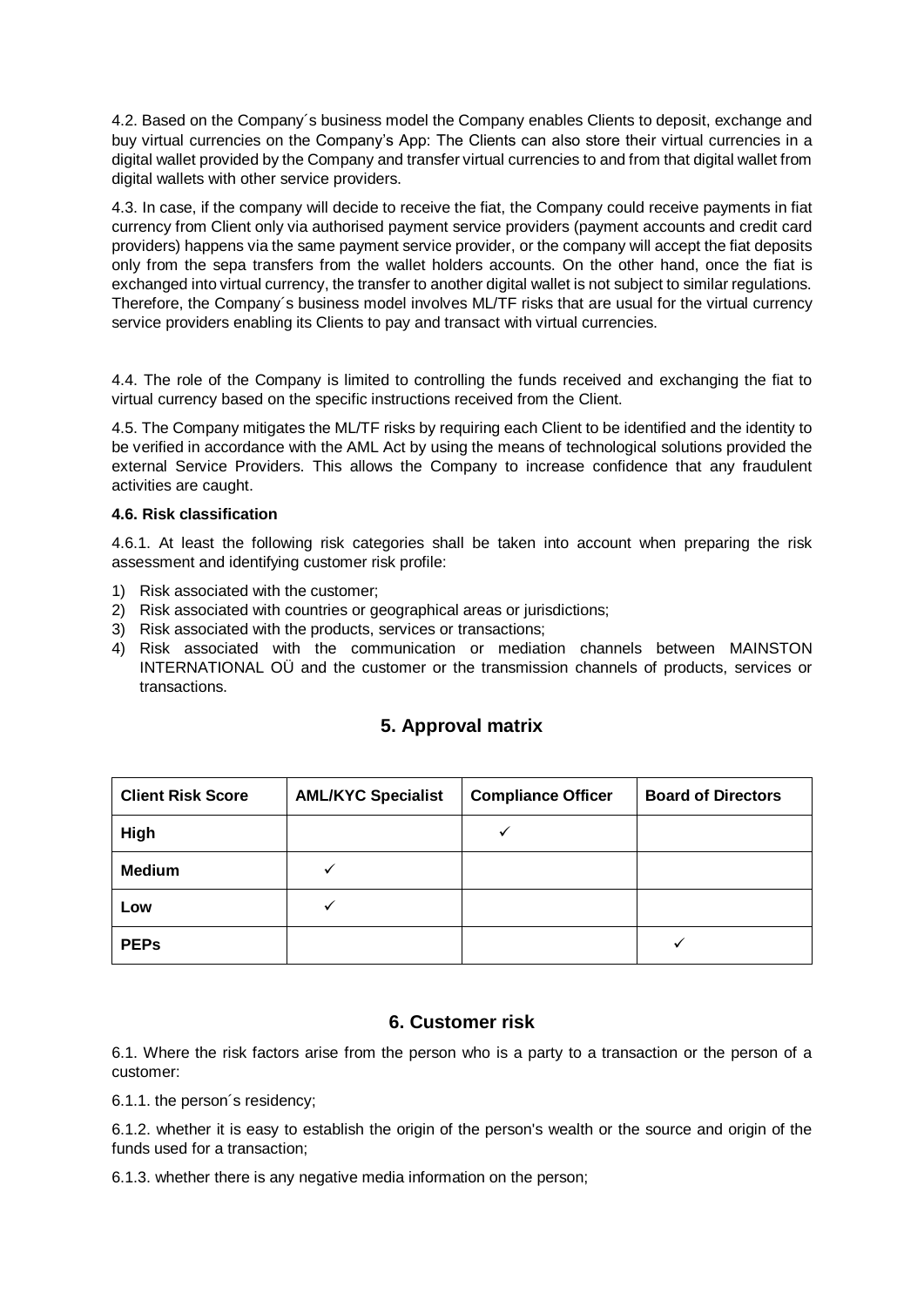4.2. Based on the Company´s business model the Company enables Clients to deposit, exchange and buy virtual currencies on the Company's App: The Clients can also store their virtual currencies in a digital wallet provided by the Company and transfer virtual currencies to and from that digital wallet from digital wallets with other service providers.

4.3. In case, if the company will decide to receive the fiat, the Company could receive payments in fiat currency from Client only via authorised payment service providers (payment accounts and credit card providers) happens via the same payment service provider, or the company will accept the fiat deposits only from the sepa transfers from the wallet holders accounts. On the other hand, once the fiat is exchanged into virtual currency, the transfer to another digital wallet is not subject to similar regulations. Therefore, the Company´s business model involves ML/TF risks that are usual for the virtual currency service providers enabling its Clients to pay and transact with virtual currencies.

4.4. The role of the Company is limited to controlling the funds received and exchanging the fiat to virtual currency based on the specific instructions received from the Client.

4.5. The Company mitigates the ML/TF risks by requiring each Client to be identified and the identity to be verified in accordance with the AML Act by using the means of technological solutions provided the external Service Providers. This allows the Company to increase confidence that any fraudulent activities are caught.

**4.6. Risk classification**

4.6.1. At least the following risk categories shall be taken into account when preparing the risk assessment and identifying customer risk profile:

1) Risk associated with the customer;
2) Risk associated with countries or geographical areas or jurisdictions;
3) Risk associated with the products, services or transactions;
4) Risk associated with the communication or mediation channels between MAINSTON INTERNATIONAL OÜ and the customer or the transmission channels of products, services or transactions.

## 5. Approval matrix

| Client Risk Score | AML/KYC Specialist | Compliance Officer | Board of Directors |
|---|---|---|---|
| **High** | | ✓ | |
| **Medium** | ✓ | | |
| **Low** | ✓ | | |
| **PEPs** | | | ✓ |

## 6. Customer risk

6.1. Where the risk factors arise from the person who is a party to a transaction or the person of a customer:

6.1.1. the person´s residency;

6.1.2. whether it is easy to establish the origin of the person's wealth or the source and origin of the funds used for a transaction;

6.1.3. whether there is any negative media information on the person;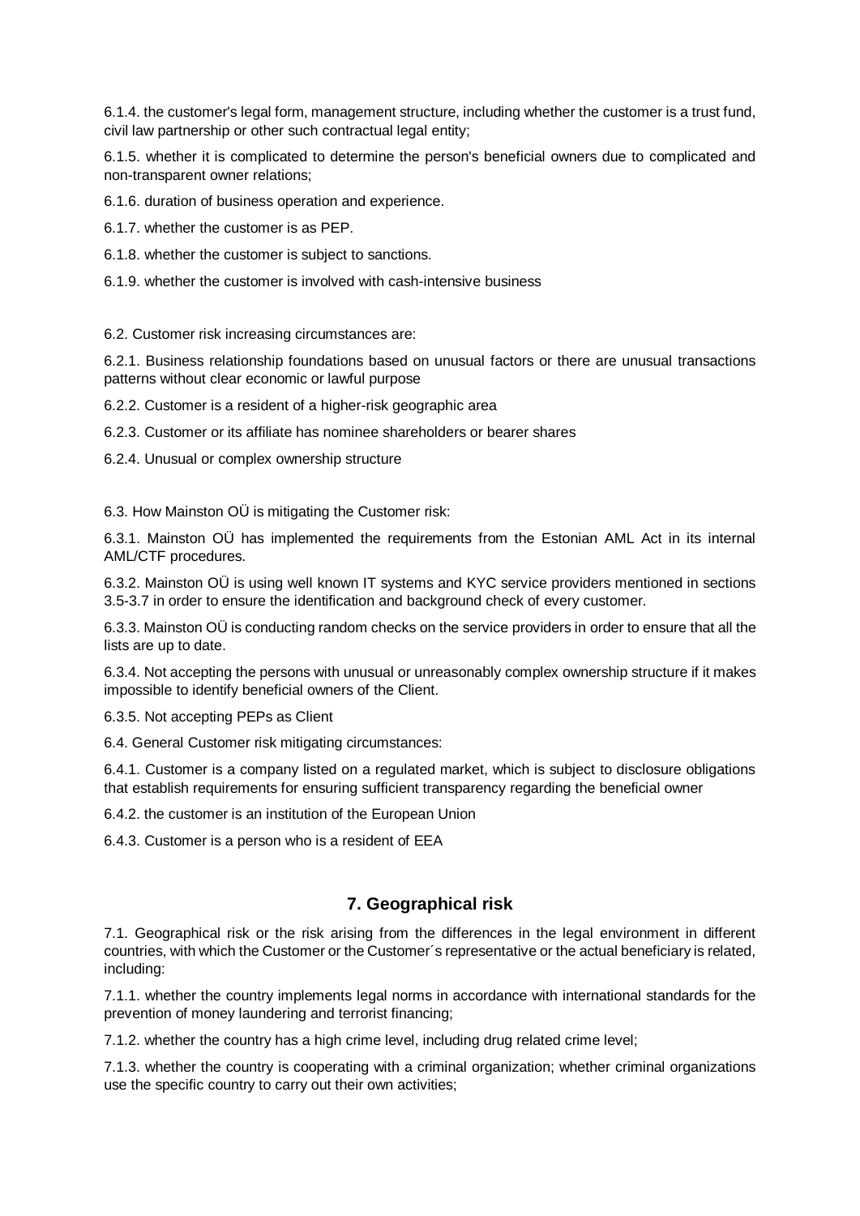6.1.4. the customer's legal form, management structure, including whether the customer is a trust fund, civil law partnership or other such contractual legal entity;

6.1.5. whether it is complicated to determine the person's beneficial owners due to complicated and non-transparent owner relations;

6.1.6. duration of business operation and experience.

6.1.7. whether the customer is as PEP.

6.1.8. whether the customer is subject to sanctions.

6.1.9. whether the customer is involved with cash-intensive business

6.2. Customer risk increasing circumstances are:

6.2.1. Business relationship foundations based on unusual factors or there are unusual transactions patterns without clear economic or lawful purpose

6.2.2. Customer is a resident of a higher-risk geographic area

6.2.3. Customer or its affiliate has nominee shareholders or bearer shares

6.2.4. Unusual or complex ownership structure

6.3. How Mainston OÜ is mitigating the Customer risk:

6.3.1. Mainston OÜ has implemented the requirements from the Estonian AML Act in its internal AML/CTF procedures.

6.3.2. Mainston OÜ is using well known IT systems and KYC service providers mentioned in sections 3.5-3.7 in order to ensure the identification and background check of every customer.

6.3.3. Mainston OÜ is conducting random checks on the service providers in order to ensure that all the lists are up to date.

6.3.4. Not accepting the persons with unusual or unreasonably complex ownership structure if it makes impossible to identify beneficial owners of the Client.

6.3.5. Not accepting PEPs as Client

6.4. General Customer risk mitigating circumstances:

6.4.1. Customer is a company listed on a regulated market, which is subject to disclosure obligations that establish requirements for ensuring sufficient transparency regarding the beneficial owner

6.4.2. the customer is an institution of the European Union

6.4.3. Customer is a person who is a resident of EEA

## 7. Geographical risk

7.1. Geographical risk or the risk arising from the differences in the legal environment in different countries, with which the Customer or the Customer´s representative or the actual beneficiary is related, including:

7.1.1. whether the country implements legal norms in accordance with international standards for the prevention of money laundering and terrorist financing;

7.1.2. whether the country has a high crime level, including drug related crime level;

7.1.3. whether the country is cooperating with a criminal organization; whether criminal organizations use the specific country to carry out their own activities;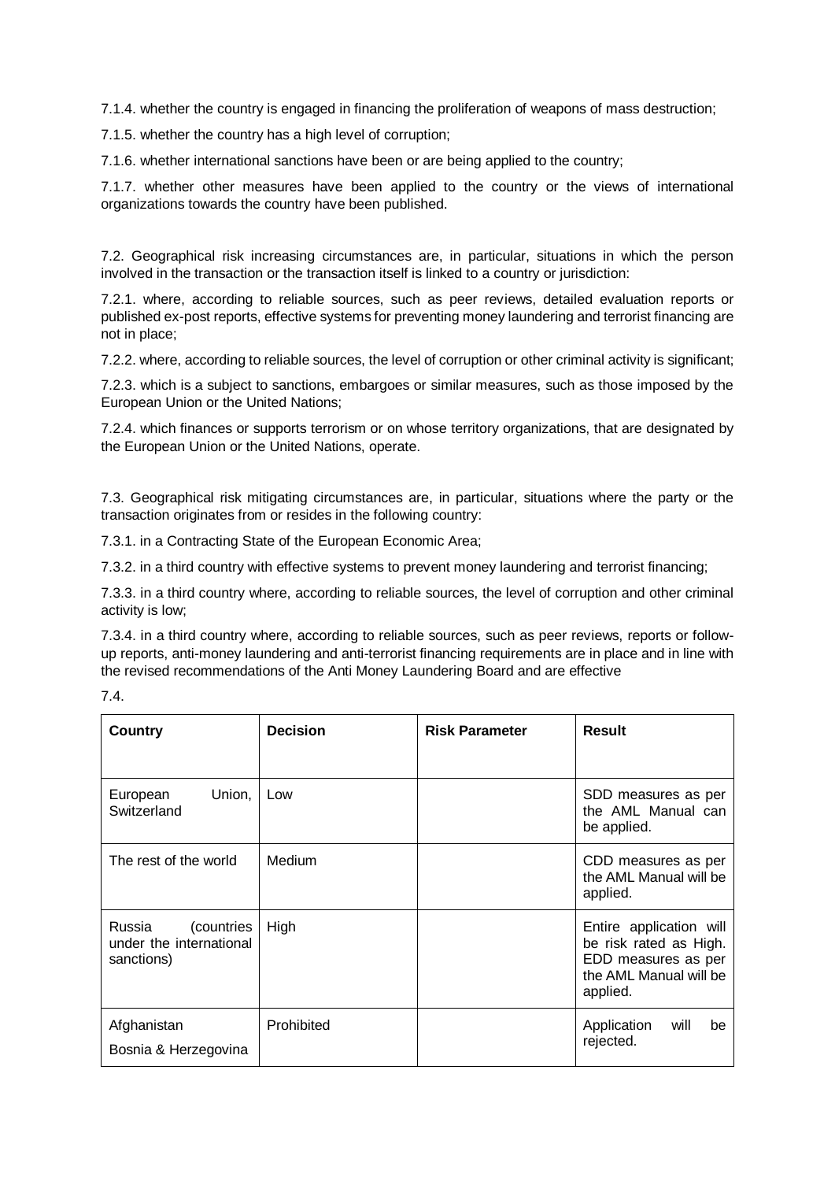7.1.4. whether the country is engaged in financing the proliferation of weapons of mass destruction;

7.1.5. whether the country has a high level of corruption;

7.1.6. whether international sanctions have been or are being applied to the country;

7.1.7. whether other measures have been applied to the country or the views of international organizations towards the country have been published.

7.2. Geographical risk increasing circumstances are, in particular, situations in which the person involved in the transaction or the transaction itself is linked to a country or jurisdiction:

7.2.1. where, according to reliable sources, such as peer reviews, detailed evaluation reports or published ex-post reports, effective systems for preventing money laundering and terrorist financing are not in place;

7.2.2. where, according to reliable sources, the level of corruption or other criminal activity is significant;

7.2.3. which is a subject to sanctions, embargoes or similar measures, such as those imposed by the European Union or the United Nations;

7.2.4. which finances or supports terrorism or on whose territory organizations, that are designated by the European Union or the United Nations, operate.

7.3. Geographical risk mitigating circumstances are, in particular, situations where the party or the transaction originates from or resides in the following country:

7.3.1. in a Contracting State of the European Economic Area;

7.3.2. in a third country with effective systems to prevent money laundering and terrorist financing;

7.3.3. in a third country where, according to reliable sources, the level of corruption and other criminal activity is low;

7.3.4. in a third country where, according to reliable sources, such as peer reviews, reports or follow-up reports, anti-money laundering and anti-terrorist financing requirements are in place and in line with the revised recommendations of the Anti Money Laundering Board and are effective

7.4.

| Country | Decision | Risk Parameter | Result |
|---|---|---|---|
| European Union, Switzerland | Low | | SDD measures as per the AML Manual can be applied. |
| The rest of the world | Medium | | CDD measures as per the AML Manual will be applied. |
| Russia (countries under the international sanctions) | High | | Entire application will be risk rated as High. EDD measures as per the AML Manual will be applied. |
| Afghanistan<br>Bosnia & Herzegovina | Prohibited | | Application will be rejected. |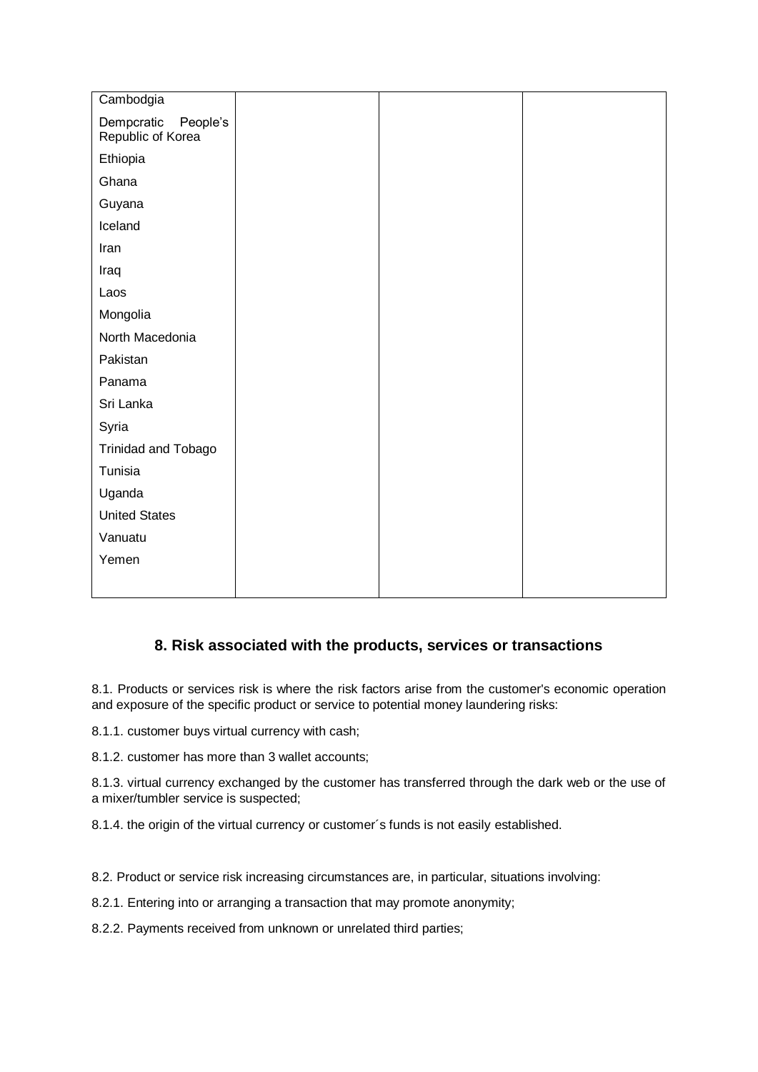| | | | |
|---|---|---|---|
| Cambodgia | | | |
| Dempcratic People's Republic of Korea | | | |
| Ethiopia | | | |
| Ghana | | | |
| Guyana | | | |
| Iceland | | | |
| Iran | | | |
| Iraq | | | |
| Laos | | | |
| Mongolia | | | |
| North Macedonia | | | |
| Pakistan | | | |
| Panama | | | |
| Sri Lanka | | | |
| Syria | | | |
| Trinidad and Tobago | | | |
| Tunisia | | | |
| Uganda | | | |
| United States | | | |
| Vanuatu | | | |
| Yemen | | | |

## 8. Risk associated with the products, services or transactions

8.1. Products or services risk is where the risk factors arise from the customer's economic operation and exposure of the specific product or service to potential money laundering risks:

8.1.1. customer buys virtual currency with cash;

8.1.2. customer has more than 3 wallet accounts;

8.1.3. virtual currency exchanged by the customer has transferred through the dark web or the use of a mixer/tumbler service is suspected;

8.1.4. the origin of the virtual currency or customer´s funds is not easily established.

8.2. Product or service risk increasing circumstances are, in particular, situations involving:

8.2.1. Entering into or arranging a transaction that may promote anonymity;

8.2.2. Payments received from unknown or unrelated third parties;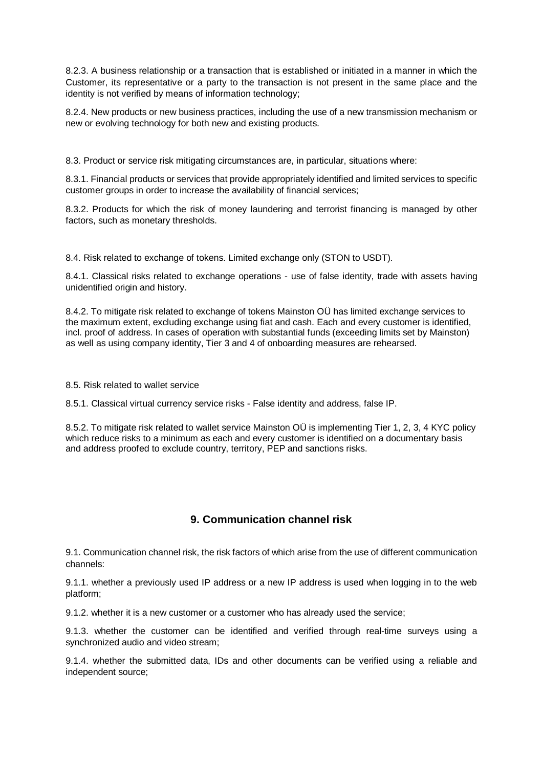8.2.3. A business relationship or a transaction that is established or initiated in a manner in which the Customer, its representative or a party to the transaction is not present in the same place and the identity is not verified by means of information technology;

8.2.4. New products or new business practices, including the use of a new transmission mechanism or new or evolving technology for both new and existing products.

8.3. Product or service risk mitigating circumstances are, in particular, situations where:

8.3.1. Financial products or services that provide appropriately identified and limited services to specific customer groups in order to increase the availability of financial services;

8.3.2. Products for which the risk of money laundering and terrorist financing is managed by other factors, such as monetary thresholds.

8.4. Risk related to exchange of tokens. Limited exchange only (STON to USDT).

8.4.1. Classical risks related to exchange operations - use of false identity, trade with assets having unidentified origin and history.

8.4.2. To mitigate risk related to exchange of tokens Mainston OÜ has limited exchange services to the maximum extent, excluding exchange using fiat and cash. Each and every customer is identified, incl. proof of address. In cases of operation with substantial funds (exceeding limits set by Mainston) as well as using company identity, Tier 3 and 4 of onboarding measures are rehearsed.

8.5. Risk related to wallet service

8.5.1. Classical virtual currency service risks - False identity and address, false IP.

8.5.2. To mitigate risk related to wallet service Mainston OÜ is implementing Tier 1, 2, 3, 4 KYC policy which reduce risks to a minimum as each and every customer is identified on a documentary basis and address proofed to exclude country, territory, PEP and sanctions risks.

## 9. Communication channel risk

9.1. Communication channel risk, the risk factors of which arise from the use of different communication channels:

9.1.1. whether a previously used IP address or a new IP address is used when logging in to the web platform;

9.1.2. whether it is a new customer or a customer who has already used the service;

9.1.3. whether the customer can be identified and verified through real-time surveys using a synchronized audio and video stream;

9.1.4. whether the submitted data, IDs and other documents can be verified using a reliable and independent source;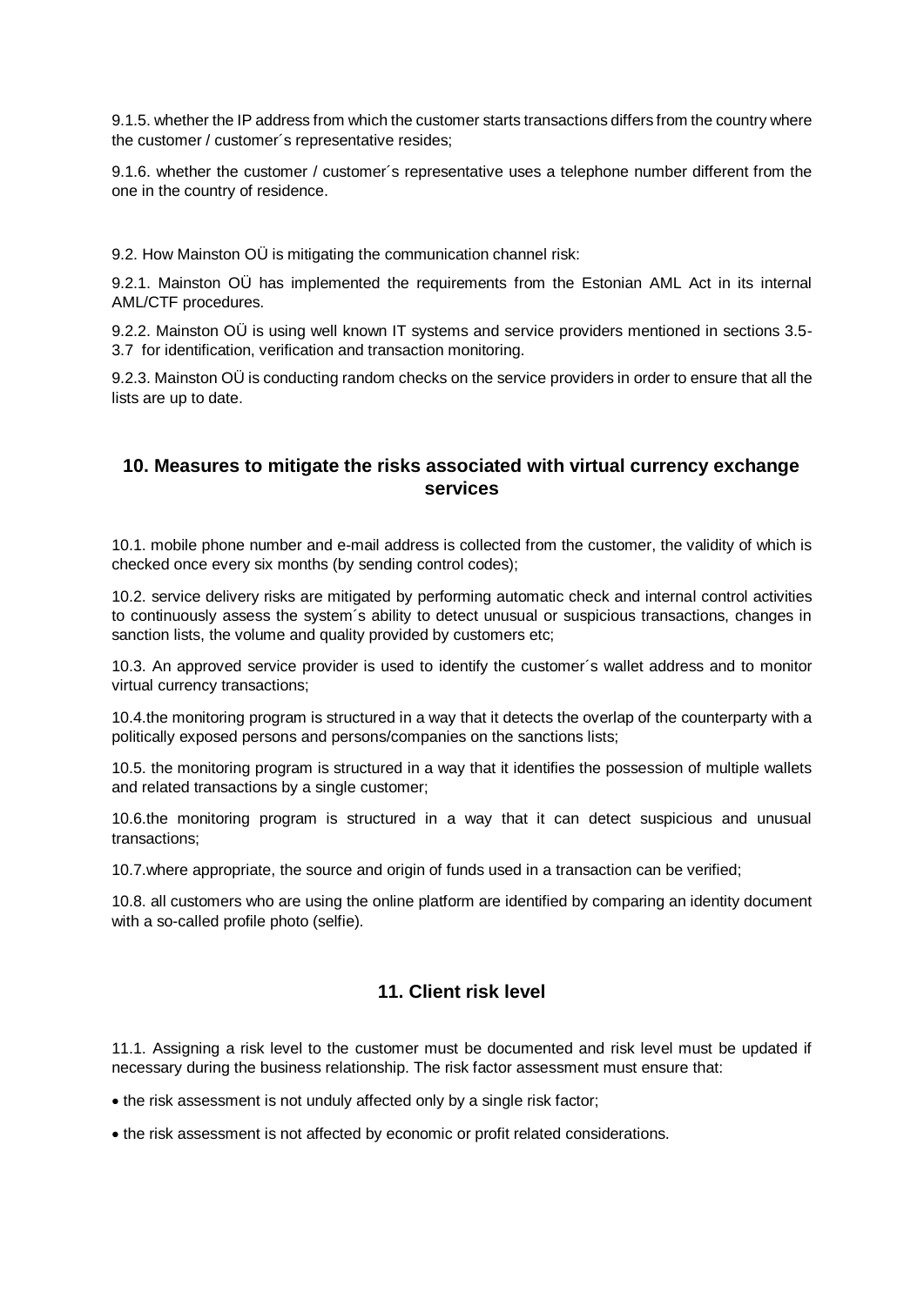9.1.5. whether the IP address from which the customer starts transactions differs from the country where the customer / customer´s representative resides;

9.1.6. whether the customer / customer´s representative uses a telephone number different from the one in the country of residence.

9.2. How Mainston OÜ is mitigating the communication channel risk:

9.2.1. Mainston OÜ has implemented the requirements from the Estonian AML Act in its internal AML/CTF procedures.

9.2.2. Mainston OÜ is using well known IT systems and service providers mentioned in sections 3.5-3.7 for identification, verification and transaction monitoring.

9.2.3. Mainston OÜ is conducting random checks on the service providers in order to ensure that all the lists are up to date.

## 10. Measures to mitigate the risks associated with virtual currency exchange services

10.1. mobile phone number and e-mail address is collected from the customer, the validity of which is checked once every six months (by sending control codes);

10.2. service delivery risks are mitigated by performing automatic check and internal control activities to continuously assess the system´s ability to detect unusual or suspicious transactions, changes in sanction lists, the volume and quality provided by customers etc;

10.3. An approved service provider is used to identify the customer´s wallet address and to monitor virtual currency transactions;

10.4.the monitoring program is structured in a way that it detects the overlap of the counterparty with a politically exposed persons and persons/companies on the sanctions lists;

10.5. the monitoring program is structured in a way that it identifies the possession of multiple wallets and related transactions by a single customer;

10.6.the monitoring program is structured in a way that it can detect suspicious and unusual transactions;

10.7.where appropriate, the source and origin of funds used in a transaction can be verified;

10.8. all customers who are using the online platform are identified by comparing an identity document with a so-called profile photo (selfie).

## 11. Client risk level

11.1. Assigning a risk level to the customer must be documented and risk level must be updated if necessary during the business relationship. The risk factor assessment must ensure that:

- the risk assessment is not unduly affected only by a single risk factor;
- the risk assessment is not affected by economic or profit related considerations.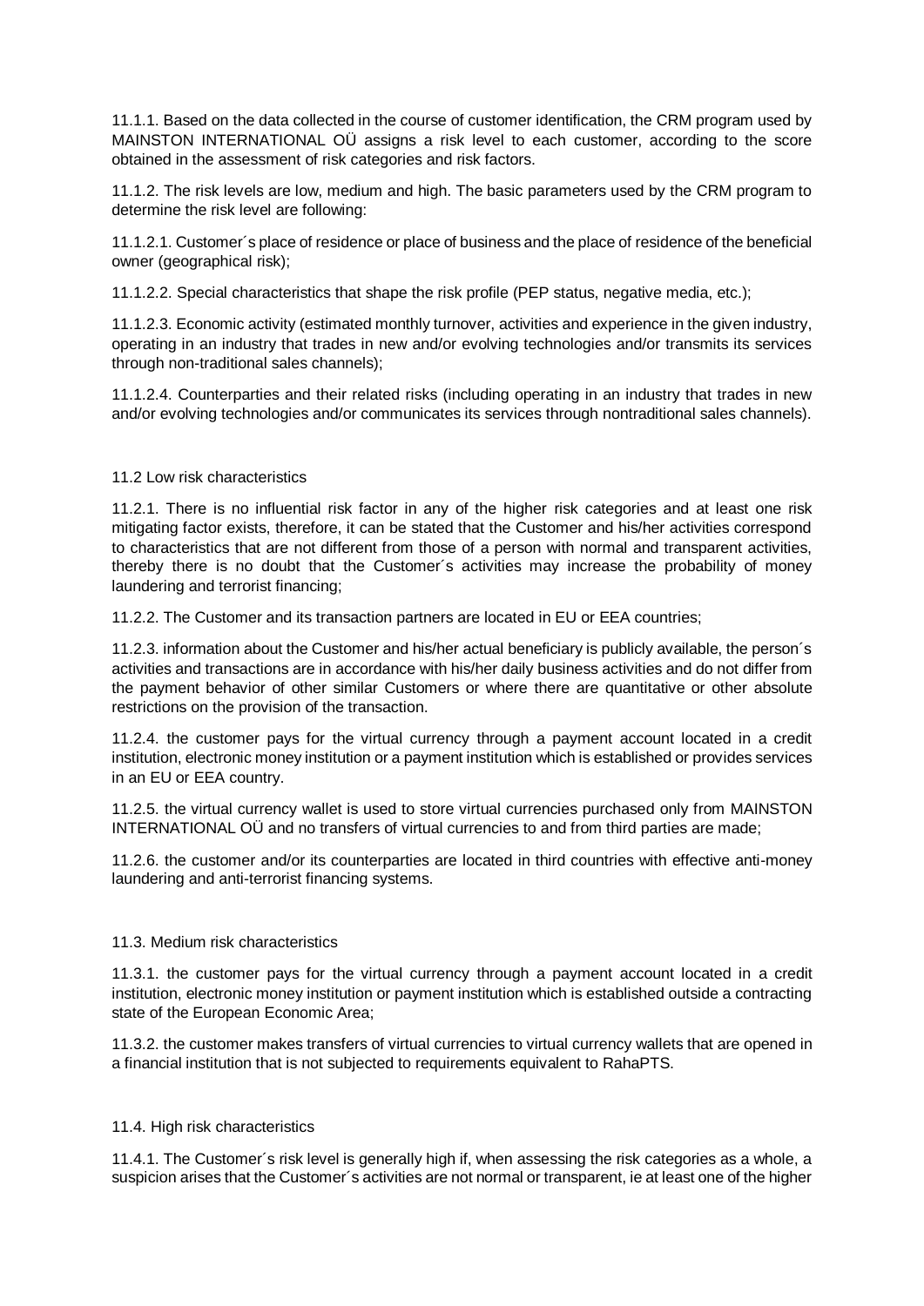11.1.1. Based on the data collected in the course of customer identification, the CRM program used by MAINSTON INTERNATIONAL OÜ assigns a risk level to each customer, according to the score obtained in the assessment of risk categories and risk factors.

11.1.2. The risk levels are low, medium and high. The basic parameters used by the CRM program to determine the risk level are following:

11.1.2.1. Customer´s place of residence or place of business and the place of residence of the beneficial owner (geographical risk);

11.1.2.2. Special characteristics that shape the risk profile (PEP status, negative media, etc.);

11.1.2.3. Economic activity (estimated monthly turnover, activities and experience in the given industry, operating in an industry that trades in new and/or evolving technologies and/or transmits its services through non-traditional sales channels);

11.1.2.4. Counterparties and their related risks (including operating in an industry that trades in new and/or evolving technologies and/or communicates its services through nontraditional sales channels).

## 11.2 Low risk characteristics

11.2.1. There is no influential risk factor in any of the higher risk categories and at least one risk mitigating factor exists, therefore, it can be stated that the Customer and his/her activities correspond to characteristics that are not different from those of a person with normal and transparent activities, thereby there is no doubt that the Customer´s activities may increase the probability of money laundering and terrorist financing;

11.2.2. The Customer and its transaction partners are located in EU or EEA countries;

11.2.3. information about the Customer and his/her actual beneficiary is publicly available, the person´s activities and transactions are in accordance with his/her daily business activities and do not differ from the payment behavior of other similar Customers or where there are quantitative or other absolute restrictions on the provision of the transaction.

11.2.4. the customer pays for the virtual currency through a payment account located in a credit institution, electronic money institution or a payment institution which is established or provides services in an EU or EEA country.

11.2.5. the virtual currency wallet is used to store virtual currencies purchased only from MAINSTON INTERNATIONAL OÜ and no transfers of virtual currencies to and from third parties are made;

11.2.6. the customer and/or its counterparties are located in third countries with effective anti-money laundering and anti-terrorist financing systems.

## 11.3. Medium risk characteristics

11.3.1. the customer pays for the virtual currency through a payment account located in a credit institution, electronic money institution or payment institution which is established outside a contracting state of the European Economic Area;

11.3.2. the customer makes transfers of virtual currencies to virtual currency wallets that are opened in a financial institution that is not subjected to requirements equivalent to RahaPTS.

## 11.4. High risk characteristics

11.4.1. The Customer´s risk level is generally high if, when assessing the risk categories as a whole, a suspicion arises that the Customer´s activities are not normal or transparent, ie at least one of the higher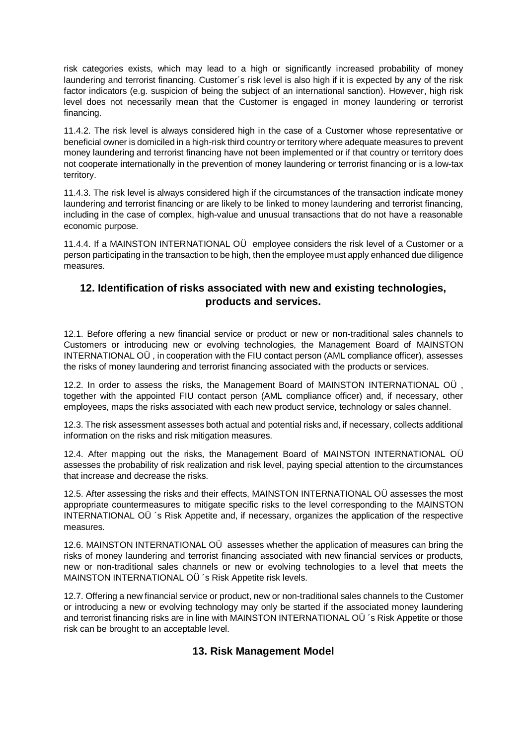risk categories exists, which may lead to a high or significantly increased probability of money laundering and terrorist financing. Customer´s risk level is also high if it is expected by any of the risk factor indicators (e.g. suspicion of being the subject of an international sanction). However, high risk level does not necessarily mean that the Customer is engaged in money laundering or terrorist financing.

11.4.2. The risk level is always considered high in the case of a Customer whose representative or beneficial owner is domiciled in a high-risk third country or territory where adequate measures to prevent money laundering and terrorist financing have not been implemented or if that country or territory does not cooperate internationally in the prevention of money laundering or terrorist financing or is a low-tax territory.

11.4.3. The risk level is always considered high if the circumstances of the transaction indicate money laundering and terrorist financing or are likely to be linked to money laundering and terrorist financing, including in the case of complex, high-value and unusual transactions that do not have a reasonable economic purpose.

11.4.4. If a MAINSTON INTERNATIONAL OÜ employee considers the risk level of a Customer or a person participating in the transaction to be high, then the employee must apply enhanced due diligence measures.

## 12. Identification of risks associated with new and existing technologies, products and services.

12.1. Before offering a new financial service or product or new or non-traditional sales channels to Customers or introducing new or evolving technologies, the Management Board of MAINSTON INTERNATIONAL OÜ , in cooperation with the FIU contact person (AML compliance officer), assesses the risks of money laundering and terrorist financing associated with the products or services.

12.2. In order to assess the risks, the Management Board of MAINSTON INTERNATIONAL OÜ , together with the appointed FIU contact person (AML compliance officer) and, if necessary, other employees, maps the risks associated with each new product service, technology or sales channel.

12.3. The risk assessment assesses both actual and potential risks and, if necessary, collects additional information on the risks and risk mitigation measures.

12.4. After mapping out the risks, the Management Board of MAINSTON INTERNATIONAL OÜ assesses the probability of risk realization and risk level, paying special attention to the circumstances that increase and decrease the risks.

12.5. After assessing the risks and their effects, MAINSTON INTERNATIONAL OÜ assesses the most appropriate countermeasures to mitigate specific risks to the level corresponding to the MAINSTON INTERNATIONAL OÜ ´s Risk Appetite and, if necessary, organizes the application of the respective measures.

12.6. MAINSTON INTERNATIONAL OÜ assesses whether the application of measures can bring the risks of money laundering and terrorist financing associated with new financial services or products, new or non-traditional sales channels or new or evolving technologies to a level that meets the MAINSTON INTERNATIONAL OÜ ´s Risk Appetite risk levels.

12.7. Offering a new financial service or product, new or non-traditional sales channels to the Customer or introducing a new or evolving technology may only be started if the associated money laundering and terrorist financing risks are in line with MAINSTON INTERNATIONAL OÜ ´s Risk Appetite or those risk can be brought to an acceptable level.

## 13. Risk Management Model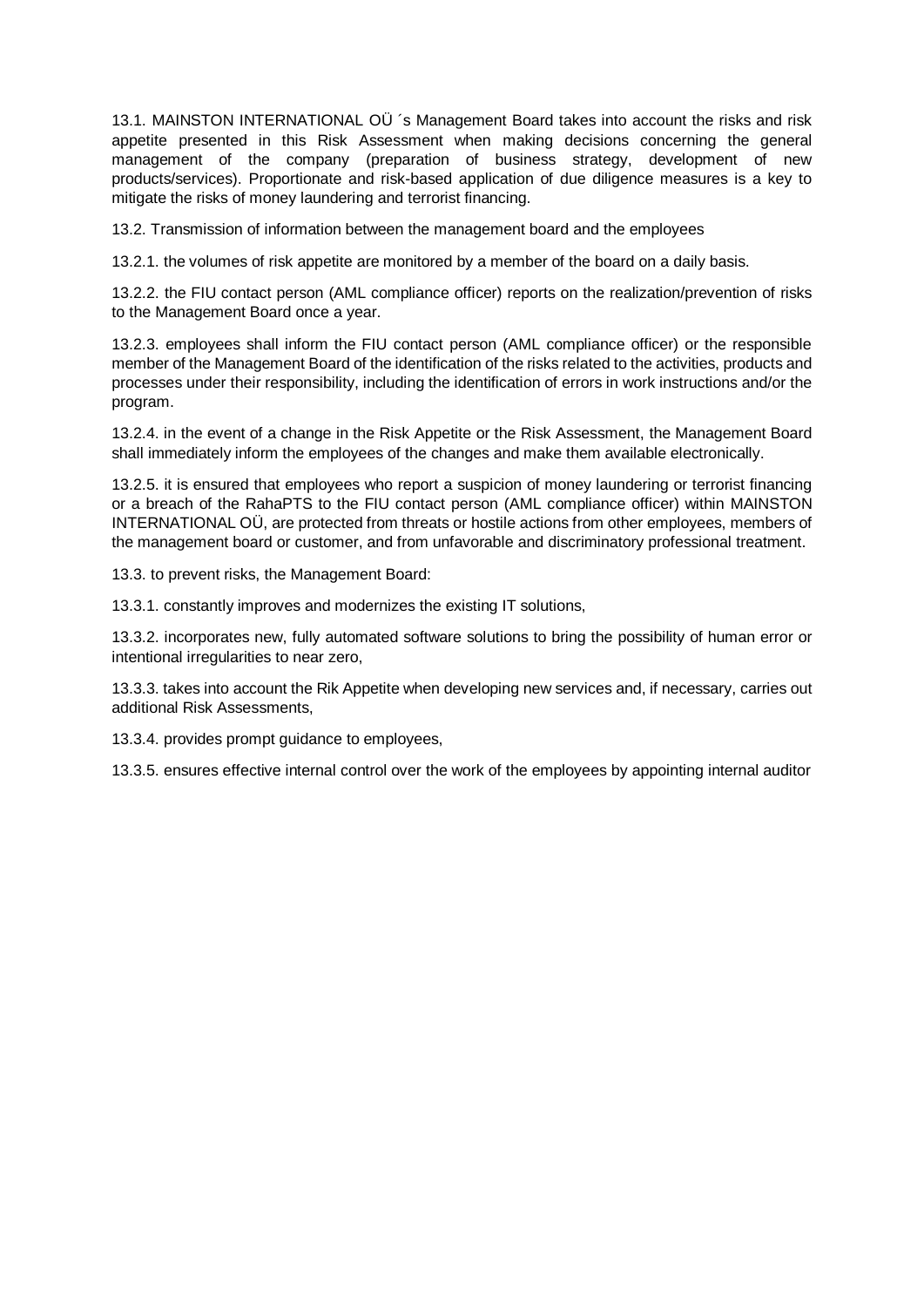13.1. MAINSTON INTERNATIONAL OÜ ´s Management Board takes into account the risks and risk appetite presented in this Risk Assessment when making decisions concerning the general management of the company (preparation of business strategy, development of new products/services). Proportionate and risk-based application of due diligence measures is a key to mitigate the risks of money laundering and terrorist financing.

13.2. Transmission of information between the management board and the employees

13.2.1. the volumes of risk appetite are monitored by a member of the board on a daily basis.

13.2.2. the FIU contact person (AML compliance officer) reports on the realization/prevention of risks to the Management Board once a year.

13.2.3. employees shall inform the FIU contact person (AML compliance officer) or the responsible member of the Management Board of the identification of the risks related to the activities, products and processes under their responsibility, including the identification of errors in work instructions and/or the program.

13.2.4. in the event of a change in the Risk Appetite or the Risk Assessment, the Management Board shall immediately inform the employees of the changes and make them available electronically.

13.2.5. it is ensured that employees who report a suspicion of money laundering or terrorist financing or a breach of the RahaPTS to the FIU contact person (AML compliance officer) within MAINSTON INTERNATIONAL OÜ, are protected from threats or hostile actions from other employees, members of the management board or customer, and from unfavorable and discriminatory professional treatment.

13.3. to prevent risks, the Management Board:

13.3.1. constantly improves and modernizes the existing IT solutions,

13.3.2. incorporates new, fully automated software solutions to bring the possibility of human error or intentional irregularities to near zero,

13.3.3. takes into account the Rik Appetite when developing new services and, if necessary, carries out additional Risk Assessments,

13.3.4. provides prompt guidance to employees,

13.3.5. ensures effective internal control over the work of the employees by appointing internal auditor